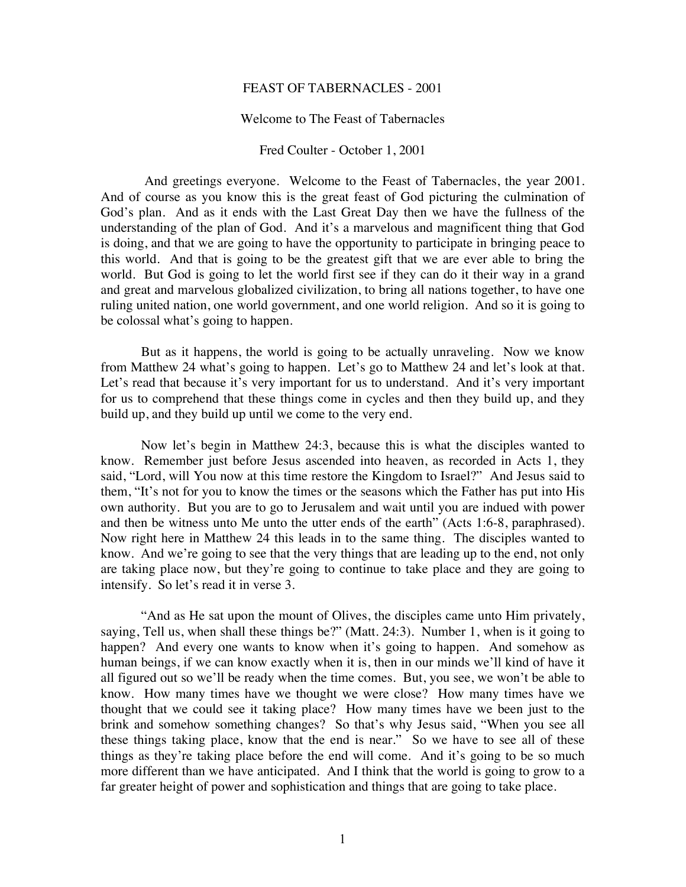# FEAST OF TABERNACLES - 2001

## Welcome to The Feast of Tabernacles

### Fred Coulter - October 1, 2001

And greetings everyone. Welcome to the Feast of Tabernacles, the year 2001. And of course as you know this is the great feast of God picturing the culmination of God's plan. And as it ends with the Last Great Day then we have the fullness of the understanding of the plan of God. And it's a marvelous and magnificent thing that God is doing, and that we are going to have the opportunity to participate in bringing peace to this world. And that is going to be the greatest gift that we are ever able to bring the world. But God is going to let the world first see if they can do it their way in a grand and great and marvelous globalized civilization, to bring all nations together, to have one ruling united nation, one world government, and one world religion. And so it is going to be colossal what's going to happen.

But as it happens, the world is going to be actually unraveling. Now we know from Matthew 24 what's going to happen. Let's go to Matthew 24 and let's look at that. Let's read that because it's very important for us to understand. And it's very important for us to comprehend that these things come in cycles and then they build up, and they build up, and they build up until we come to the very end.

Now let's begin in Matthew 24:3, because this is what the disciples wanted to know. Remember just before Jesus ascended into heaven, as recorded in Acts 1, they said, "Lord, will You now at this time restore the Kingdom to Israel?" And Jesus said to them, "It's not for you to know the times or the seasons which the Father has put into His own authority. But you are to go to Jerusalem and wait until you are indued with power and then be witness unto Me unto the utter ends of the earth" (Acts 1:6-8, paraphrased). Now right here in Matthew 24 this leads in to the same thing. The disciples wanted to know. And we're going to see that the very things that are leading up to the end, not only are taking place now, but they're going to continue to take place and they are going to intensify. So let's read it in verse 3.

"And as He sat upon the mount of Olives, the disciples came unto Him privately, saying, Tell us, when shall these things be?" (Matt. 24:3). Number 1, when is it going to happen? And every one wants to know when it's going to happen. And somehow as human beings, if we can know exactly when it is, then in our minds we'll kind of have it all figured out so we'll be ready when the time comes. But, you see, we won't be able to know. How many times have we thought we were close? How many times have we thought that we could see it taking place? How many times have we been just to the brink and somehow something changes? So that's why Jesus said, "When you see all these things taking place, know that the end is near." So we have to see all of these things as they're taking place before the end will come. And it's going to be so much more different than we have anticipated. And I think that the world is going to grow to a far greater height of power and sophistication and things that are going to take place.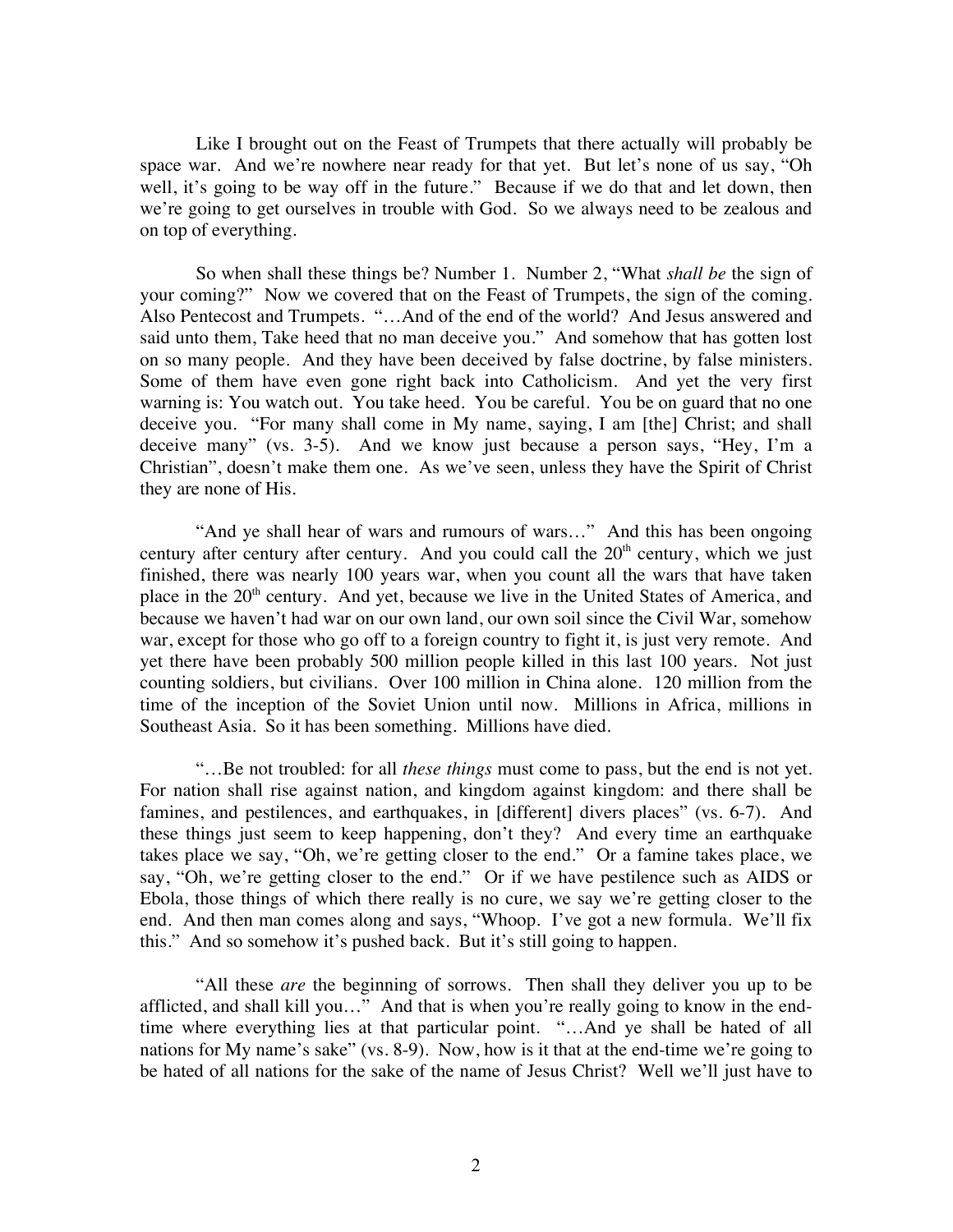Like I brought out on the Feast of Trumpets that there actually will probably be space war. And we're nowhere near ready for that yet. But let's none of us say, "Oh well, it's going to be way off in the future." Because if we do that and let down, then we're going to get ourselves in trouble with God. So we always need to be zealous and on top of everything.

So when shall these things be? Number 1. Number 2, "What *shall be* the sign of your coming?" Now we covered that on the Feast of Trumpets, the sign of the coming. Also Pentecost and Trumpets. "…And of the end of the world? And Jesus answered and said unto them, Take heed that no man deceive you." And somehow that has gotten lost on so many people. And they have been deceived by false doctrine, by false ministers. Some of them have even gone right back into Catholicism. And yet the very first warning is: You watch out. You take heed. You be careful. You be on guard that no one deceive you. "For many shall come in My name, saying, I am [the] Christ; and shall deceive many" (vs. 3-5). And we know just because a person says, "Hey, I'm a Christian", doesn't make them one. As we've seen, unless they have the Spirit of Christ they are none of His.

"And ye shall hear of wars and rumours of wars…" And this has been ongoing century after century after century. And you could call the 20th century, which we just finished, there was nearly 100 years war, when you count all the wars that have taken place in the 20th century. And yet, because we live in the United States of America, and because we haven't had war on our own land, our own soil since the Civil War, somehow war, except for those who go off to a foreign country to fight it, is just very remote. And yet there have been probably 500 million people killed in this last 100 years. Not just counting soldiers, but civilians. Over 100 million in China alone. 120 million from the time of the inception of the Soviet Union until now. Millions in Africa, millions in Southeast Asia. So it has been something. Millions have died.

"…Be not troubled: for all *these things* must come to pass, but the end is not yet. For nation shall rise against nation, and kingdom against kingdom: and there shall be famines, and pestilences, and earthquakes, in [different] divers places" (vs. 6-7). And these things just seem to keep happening, don't they? And every time an earthquake takes place we say, "Oh, we're getting closer to the end." Or a famine takes place, we say, "Oh, we're getting closer to the end." Or if we have pestilence such as AIDS or Ebola, those things of which there really is no cure, we say we're getting closer to the end. And then man comes along and says, "Whoop. I've got a new formula. We'll fix this." And so somehow it's pushed back. But it's still going to happen.

"All these *are* the beginning of sorrows. Then shall they deliver you up to be afflicted, and shall kill you…" And that is when you're really going to know in the end-time where everything lies at that particular point. "…And ye shall be hated of all nations for My name's sake" (vs. 8-9). Now, how is it that at the end-time we're going to be hated of all nations for the sake of the name of Jesus Christ? Well we'll just have to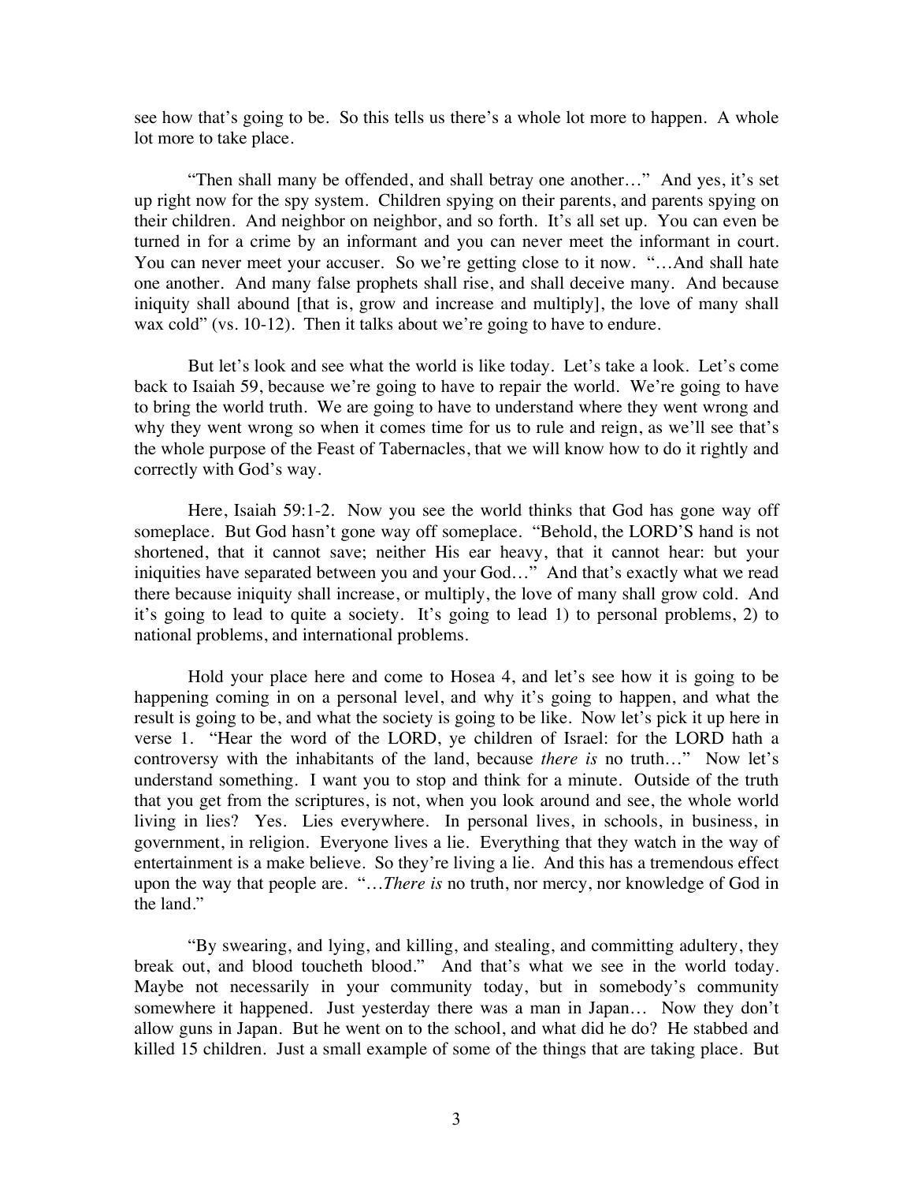see how that's going to be. So this tells us there's a whole lot more to happen. A whole lot more to take place.

"Then shall many be offended, and shall betray one another…" And yes, it's set up right now for the spy system. Children spying on their parents, and parents spying on their children. And neighbor on neighbor, and so forth. It's all set up. You can even be turned in for a crime by an informant and you can never meet the informant in court. You can never meet your accuser. So we're getting close to it now. "…And shall hate one another. And many false prophets shall rise, and shall deceive many. And because iniquity shall abound [that is, grow and increase and multiply], the love of many shall wax cold" (vs. 10-12). Then it talks about we're going to have to endure.

But let's look and see what the world is like today. Let's take a look. Let's come back to Isaiah 59, because we're going to have to repair the world. We're going to have to bring the world truth. We are going to have to understand where they went wrong and why they went wrong so when it comes time for us to rule and reign, as we'll see that's the whole purpose of the Feast of Tabernacles, that we will know how to do it rightly and correctly with God's way.

Here, Isaiah 59:1-2. Now you see the world thinks that God has gone way off someplace. But God hasn't gone way off someplace. "Behold, the LORD'S hand is not shortened, that it cannot save; neither His ear heavy, that it cannot hear: but your iniquities have separated between you and your God…" And that's exactly what we read there because iniquity shall increase, or multiply, the love of many shall grow cold. And it's going to lead to quite a society. It's going to lead 1) to personal problems, 2) to national problems, and international problems.

Hold your place here and come to Hosea 4, and let's see how it is going to be happening coming in on a personal level, and why it's going to happen, and what the result is going to be, and what the society is going to be like. Now let's pick it up here in verse 1. "Hear the word of the LORD, ye children of Israel: for the LORD hath a controversy with the inhabitants of the land, because *there is* no truth…" Now let's understand something. I want you to stop and think for a minute. Outside of the truth that you get from the scriptures, is not, when you look around and see, the whole world living in lies? Yes. Lies everywhere. In personal lives, in schools, in business, in government, in religion. Everyone lives a lie. Everything that they watch in the way of entertainment is a make believe. So they're living a lie. And this has a tremendous effect upon the way that people are. "…*There is* no truth, nor mercy, nor knowledge of God in the land."

"By swearing, and lying, and killing, and stealing, and committing adultery, they break out, and blood toucheth blood." And that's what we see in the world today. Maybe not necessarily in your community today, but in somebody's community somewhere it happened. Just yesterday there was a man in Japan… Now they don't allow guns in Japan. But he went on to the school, and what did he do? He stabbed and killed 15 children. Just a small example of some of the things that are taking place. But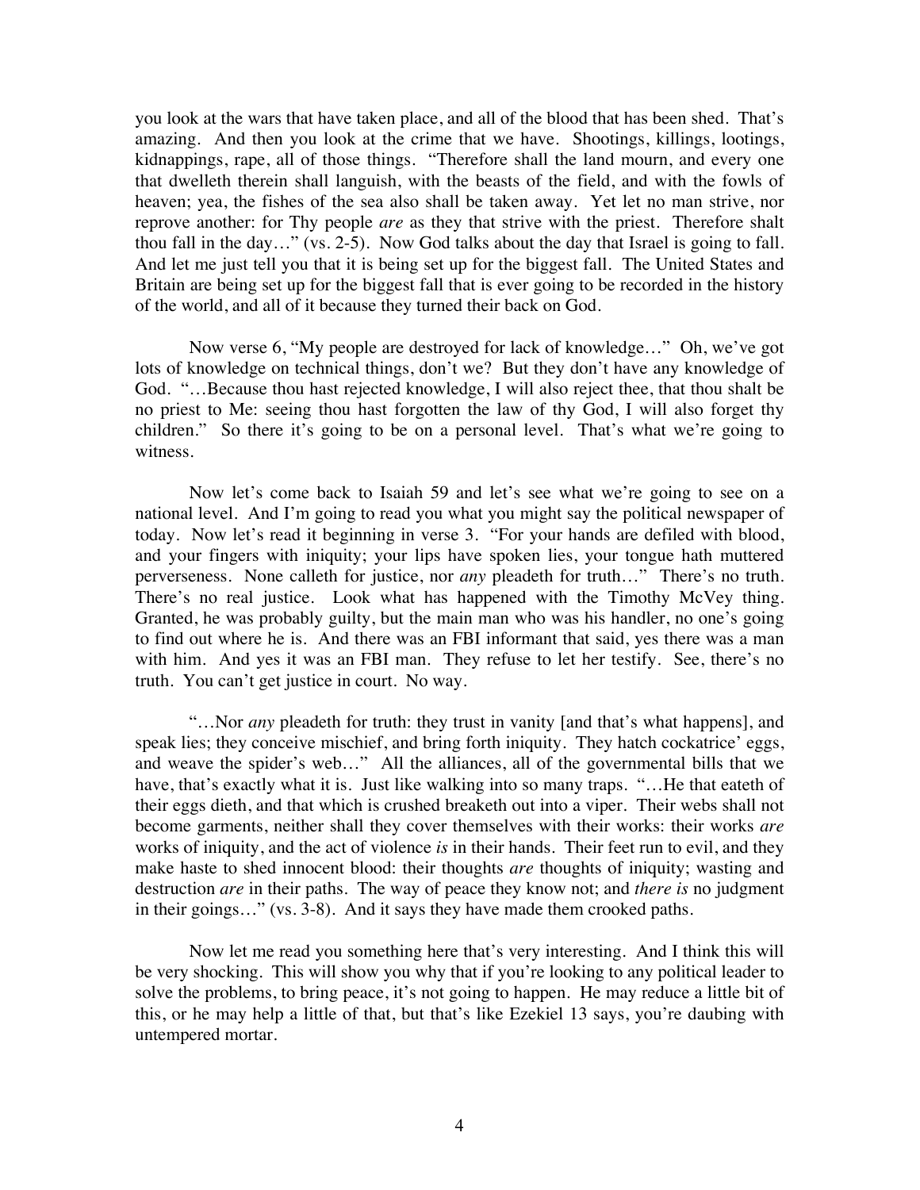you look at the wars that have taken place, and all of the blood that has been shed. That's amazing. And then you look at the crime that we have. Shootings, killings, lootings, kidnappings, rape, all of those things. "Therefore shall the land mourn, and every one that dwelleth therein shall languish, with the beasts of the field, and with the fowls of heaven; yea, the fishes of the sea also shall be taken away. Yet let no man strive, nor reprove another: for Thy people *are* as they that strive with the priest. Therefore shalt thou fall in the day…" (vs. 2-5). Now God talks about the day that Israel is going to fall. And let me just tell you that it is being set up for the biggest fall. The United States and Britain are being set up for the biggest fall that is ever going to be recorded in the history of the world, and all of it because they turned their back on God.

Now verse 6, "My people are destroyed for lack of knowledge…" Oh, we've got lots of knowledge on technical things, don't we? But they don't have any knowledge of God. "…Because thou hast rejected knowledge, I will also reject thee, that thou shalt be no priest to Me: seeing thou hast forgotten the law of thy God, I will also forget thy children." So there it's going to be on a personal level. That's what we're going to witness.

Now let's come back to Isaiah 59 and let's see what we're going to see on a national level. And I'm going to read you what you might say the political newspaper of today. Now let's read it beginning in verse 3. "For your hands are defiled with blood, and your fingers with iniquity; your lips have spoken lies, your tongue hath muttered perverseness. None calleth for justice, nor *any* pleadeth for truth…" There's no truth. There's no real justice. Look what has happened with the Timothy McVey thing. Granted, he was probably guilty, but the main man who was his handler, no one's going to find out where he is. And there was an FBI informant that said, yes there was a man with him. And yes it was an FBI man. They refuse to let her testify. See, there's no truth. You can't get justice in court. No way.

"…Nor *any* pleadeth for truth: they trust in vanity [and that's what happens], and speak lies; they conceive mischief, and bring forth iniquity. They hatch cockatrice' eggs, and weave the spider's web…" All the alliances, all of the governmental bills that we have, that's exactly what it is. Just like walking into so many traps. "…He that eateth of their eggs dieth, and that which is crushed breaketh out into a viper. Their webs shall not become garments, neither shall they cover themselves with their works: their works *are* works of iniquity, and the act of violence *is* in their hands. Their feet run to evil, and they make haste to shed innocent blood: their thoughts *are* thoughts of iniquity; wasting and destruction *are* in their paths. The way of peace they know not; and *there is* no judgment in their goings…" (vs. 3-8). And it says they have made them crooked paths.

Now let me read you something here that's very interesting. And I think this will be very shocking. This will show you why that if you're looking to any political leader to solve the problems, to bring peace, it's not going to happen. He may reduce a little bit of this, or he may help a little of that, but that's like Ezekiel 13 says, you're daubing with untempered mortar.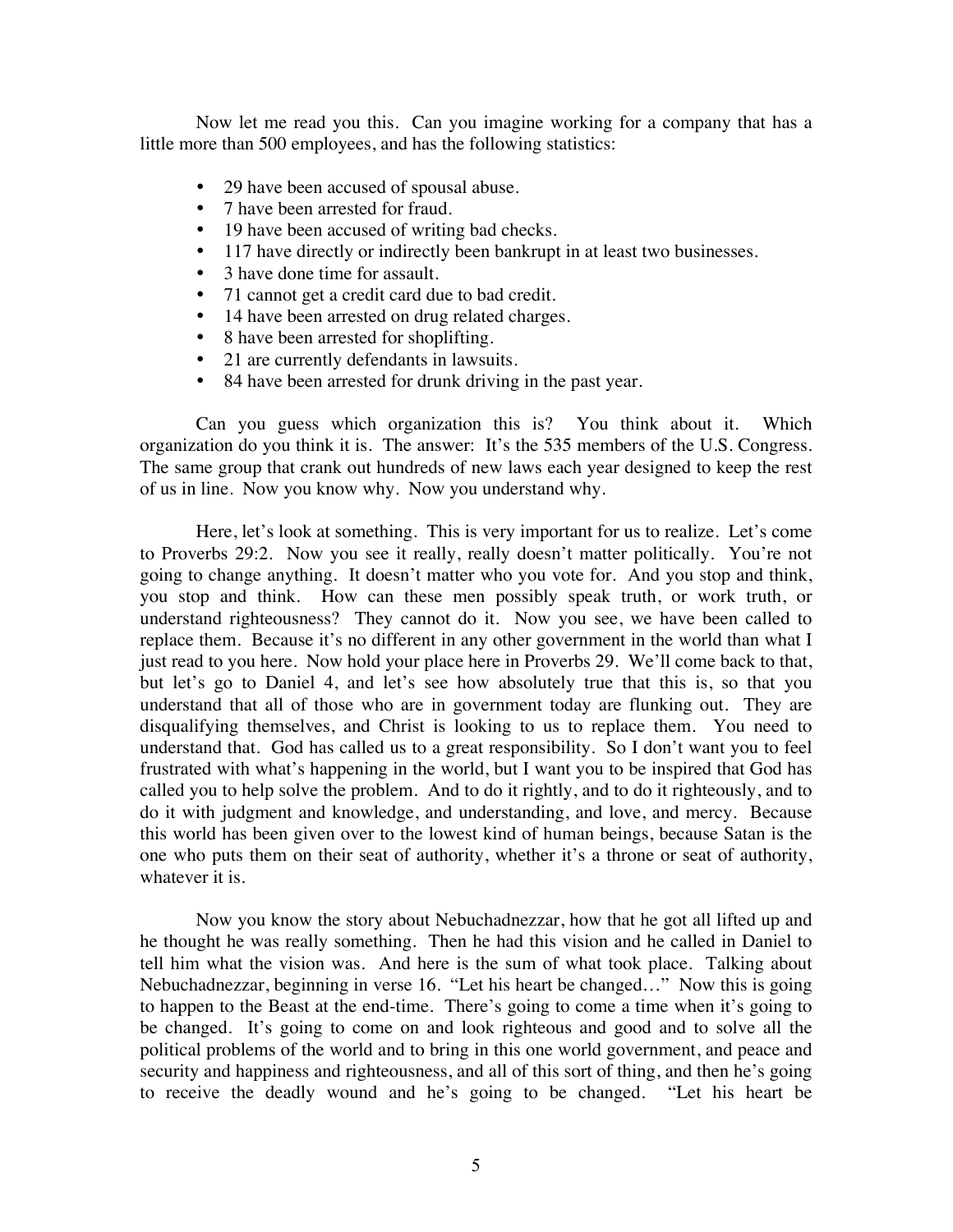Now let me read you this. Can you imagine working for a company that has a little more than 500 employees, and has the following statistics:

- 29 have been accused of spousal abuse.
- 7 have been arrested for fraud.
- 19 have been accused of writing bad checks.
- 117 have directly or indirectly been bankrupt in at least two businesses.
- 3 have done time for assault.
- 71 cannot get a credit card due to bad credit.
- 14 have been arrested on drug related charges.
- 8 have been arrested for shoplifting.
- 21 are currently defendants in lawsuits.
- 84 have been arrested for drunk driving in the past year.

Can you guess which organization this is? You think about it. Which organization do you think it is. The answer: It's the 535 members of the U.S. Congress. The same group that crank out hundreds of new laws each year designed to keep the rest of us in line. Now you know why. Now you understand why.

Here, let's look at something. This is very important for us to realize. Let's come to Proverbs 29:2. Now you see it really, really doesn't matter politically. You're not going to change anything. It doesn't matter who you vote for. And you stop and think, you stop and think. How can these men possibly speak truth, or work truth, or understand righteousness? They cannot do it. Now you see, we have been called to replace them. Because it's no different in any other government in the world than what I just read to you here. Now hold your place here in Proverbs 29. We'll come back to that, but let's go to Daniel 4, and let's see how absolutely true that this is, so that you understand that all of those who are in government today are flunking out. They are disqualifying themselves, and Christ is looking to us to replace them. You need to understand that. God has called us to a great responsibility. So I don't want you to feel frustrated with what's happening in the world, but I want you to be inspired that God has called you to help solve the problem. And to do it rightly, and to do it righteously, and to do it with judgment and knowledge, and understanding, and love, and mercy. Because this world has been given over to the lowest kind of human beings, because Satan is the one who puts them on their seat of authority, whether it's a throne or seat of authority, whatever it is.

Now you know the story about Nebuchadnezzar, how that he got all lifted up and he thought he was really something. Then he had this vision and he called in Daniel to tell him what the vision was. And here is the sum of what took place. Talking about Nebuchadnezzar, beginning in verse 16. "Let his heart be changed…" Now this is going to happen to the Beast at the end-time. There's going to come a time when it's going to be changed. It's going to come on and look righteous and good and to solve all the political problems of the world and to bring in this one world government, and peace and security and happiness and righteousness, and all of this sort of thing, and then he's going to receive the deadly wound and he's going to be changed. "Let his heart be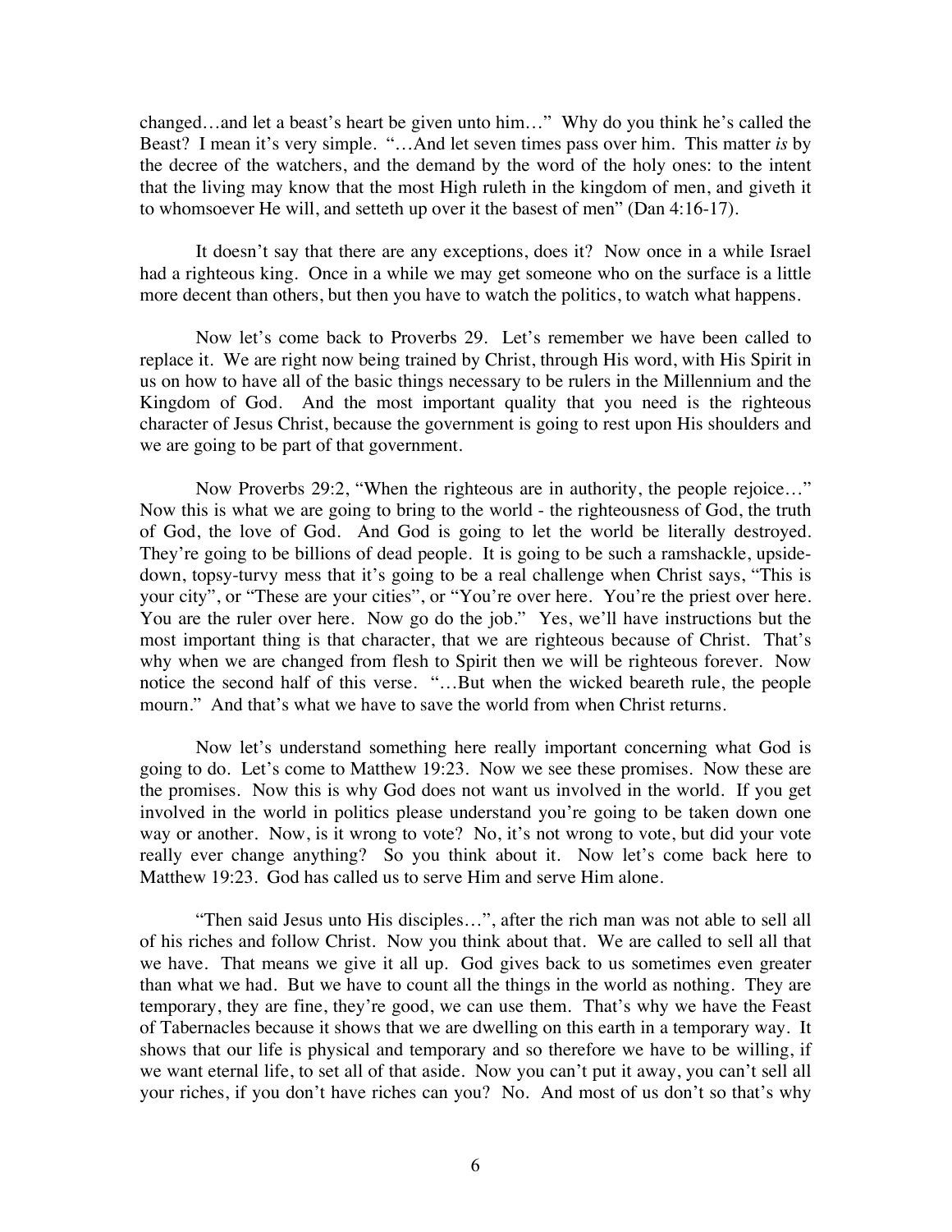changed…and let a beast's heart be given unto him…" Why do you think he's called the Beast? I mean it's very simple. "…And let seven times pass over him. This matter *is* by the decree of the watchers, and the demand by the word of the holy ones: to the intent that the living may know that the most High ruleth in the kingdom of men, and giveth it to whomsoever He will, and setteth up over it the basest of men" (Dan 4:16-17).

It doesn't say that there are any exceptions, does it? Now once in a while Israel had a righteous king. Once in a while we may get someone who on the surface is a little more decent than others, but then you have to watch the politics, to watch what happens.

Now let's come back to Proverbs 29. Let's remember we have been called to replace it. We are right now being trained by Christ, through His word, with His Spirit in us on how to have all of the basic things necessary to be rulers in the Millennium and the Kingdom of God. And the most important quality that you need is the righteous character of Jesus Christ, because the government is going to rest upon His shoulders and we are going to be part of that government.

Now Proverbs 29:2, "When the righteous are in authority, the people rejoice…" Now this is what we are going to bring to the world - the righteousness of God, the truth of God, the love of God. And God is going to let the world be literally destroyed. They're going to be billions of dead people. It is going to be such a ramshackle, upside-down, topsy-turvy mess that it's going to be a real challenge when Christ says, "This is your city", or "These are your cities", or "You're over here. You're the priest over here. You are the ruler over here. Now go do the job." Yes, we'll have instructions but the most important thing is that character, that we are righteous because of Christ. That's why when we are changed from flesh to Spirit then we will be righteous forever. Now notice the second half of this verse. "…But when the wicked beareth rule, the people mourn." And that's what we have to save the world from when Christ returns.

Now let's understand something here really important concerning what God is going to do. Let's come to Matthew 19:23. Now we see these promises. Now these are the promises. Now this is why God does not want us involved in the world. If you get involved in the world in politics please understand you're going to be taken down one way or another. Now, is it wrong to vote? No, it's not wrong to vote, but did your vote really ever change anything? So you think about it. Now let's come back here to Matthew 19:23. God has called us to serve Him and serve Him alone.

"Then said Jesus unto His disciples…", after the rich man was not able to sell all of his riches and follow Christ. Now you think about that. We are called to sell all that we have. That means we give it all up. God gives back to us sometimes even greater than what we had. But we have to count all the things in the world as nothing. They are temporary, they are fine, they're good, we can use them. That's why we have the Feast of Tabernacles because it shows that we are dwelling on this earth in a temporary way. It shows that our life is physical and temporary and so therefore we have to be willing, if we want eternal life, to set all of that aside. Now you can't put it away, you can't sell all your riches, if you don't have riches can you? No. And most of us don't so that's why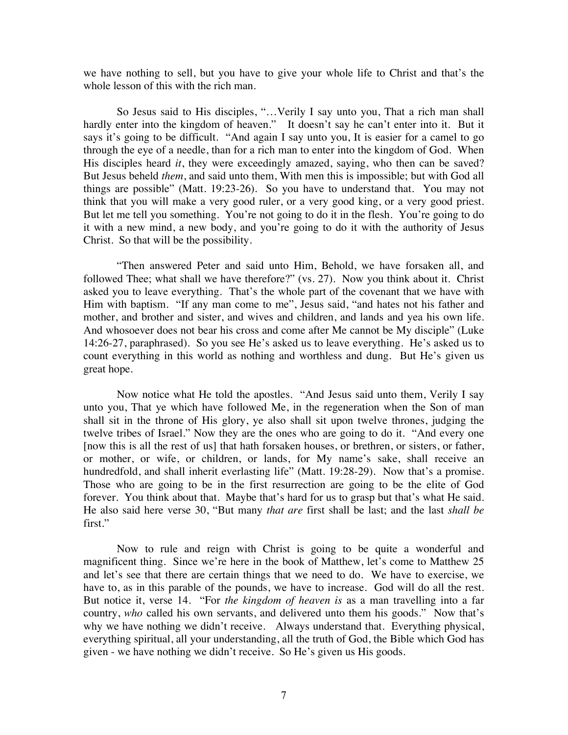we have nothing to sell, but you have to give your whole life to Christ and that's the whole lesson of this with the rich man.

So Jesus said to His disciples, "…Verily I say unto you, That a rich man shall hardly enter into the kingdom of heaven." It doesn't say he can't enter into it. But it says it's going to be difficult. "And again I say unto you, It is easier for a camel to go through the eye of a needle, than for a rich man to enter into the kingdom of God. When His disciples heard *it*, they were exceedingly amazed, saying, who then can be saved? But Jesus beheld *them*, and said unto them, With men this is impossible; but with God all things are possible" (Matt. 19:23-26). So you have to understand that. You may not think that you will make a very good ruler, or a very good king, or a very good priest. But let me tell you something. You're not going to do it in the flesh. You're going to do it with a new mind, a new body, and you're going to do it with the authority of Jesus Christ. So that will be the possibility.

"Then answered Peter and said unto Him, Behold, we have forsaken all, and followed Thee; what shall we have therefore?" (vs. 27). Now you think about it. Christ asked you to leave everything. That's the whole part of the covenant that we have with Him with baptism. "If any man come to me", Jesus said, "and hates not his father and mother, and brother and sister, and wives and children, and lands and yea his own life. And whosoever does not bear his cross and come after Me cannot be My disciple" (Luke 14:26-27, paraphrased). So you see He's asked us to leave everything. He's asked us to count everything in this world as nothing and worthless and dung. But He's given us great hope.

Now notice what He told the apostles. "And Jesus said unto them, Verily I say unto you, That ye which have followed Me, in the regeneration when the Son of man shall sit in the throne of His glory, ye also shall sit upon twelve thrones, judging the twelve tribes of Israel." Now they are the ones who are going to do it. "And every one [now this is all the rest of us] that hath forsaken houses, or brethren, or sisters, or father, or mother, or wife, or children, or lands, for My name's sake, shall receive an hundredfold, and shall inherit everlasting life" (Matt. 19:28-29). Now that's a promise. Those who are going to be in the first resurrection are going to be the elite of God forever. You think about that. Maybe that's hard for us to grasp but that's what He said. He also said here verse 30, "But many *that are* first shall be last; and the last *shall be* first."

Now to rule and reign with Christ is going to be quite a wonderful and magnificent thing. Since we're here in the book of Matthew, let's come to Matthew 25 and let's see that there are certain things that we need to do. We have to exercise, we have to, as in this parable of the pounds, we have to increase. God will do all the rest. But notice it, verse 14. "For *the kingdom of heaven is* as a man travelling into a far country, *who* called his own servants, and delivered unto them his goods." Now that's why we have nothing we didn't receive. Always understand that. Everything physical, everything spiritual, all your understanding, all the truth of God, the Bible which God has given - we have nothing we didn't receive. So He's given us His goods.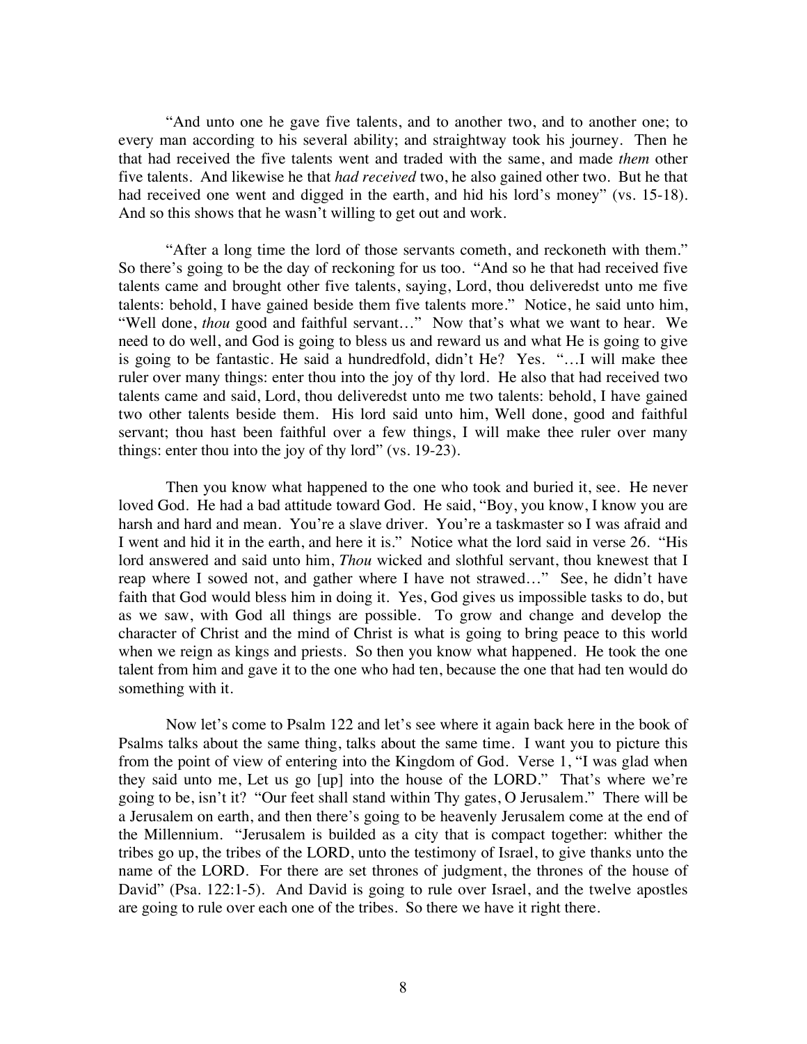“And unto one he gave five talents, and to another two, and to another one; to every man according to his several ability; and straightway took his journey. Then he that had received the five talents went and traded with the same, and made *them* other five talents. And likewise he that *had received* two, he also gained other two. But he that had received one went and digged in the earth, and hid his lord’s money” (vs. 15-18). And so this shows that he wasn’t willing to get out and work.

“After a long time the lord of those servants cometh, and reckoneth with them.” So there’s going to be the day of reckoning for us too. “And so he that had received five talents came and brought other five talents, saying, Lord, thou deliveredst unto me five talents: behold, I have gained beside them five talents more.” Notice, he said unto him, “Well done, *thou* good and faithful servant…” Now that’s what we want to hear. We need to do well, and God is going to bless us and reward us and what He is going to give is going to be fantastic. He said a hundredfold, didn’t He? Yes. “…I will make thee ruler over many things: enter thou into the joy of thy lord. He also that had received two talents came and said, Lord, thou deliveredst unto me two talents: behold, I have gained two other talents beside them. His lord said unto him, Well done, good and faithful servant; thou hast been faithful over a few things, I will make thee ruler over many things: enter thou into the joy of thy lord” (vs. 19-23).

Then you know what happened to the one who took and buried it, see. He never loved God. He had a bad attitude toward God. He said, “Boy, you know, I know you are harsh and hard and mean. You’re a slave driver. You’re a taskmaster so I was afraid and I went and hid it in the earth, and here it is.” Notice what the lord said in verse 26. “His lord answered and said unto him, *Thou* wicked and slothful servant, thou knewest that I reap where I sowed not, and gather where I have not strawed…” See, he didn’t have faith that God would bless him in doing it. Yes, God gives us impossible tasks to do, but as we saw, with God all things are possible. To grow and change and develop the character of Christ and the mind of Christ is what is going to bring peace to this world when we reign as kings and priests. So then you know what happened. He took the one talent from him and gave it to the one who had ten, because the one that had ten would do something with it.

Now let’s come to Psalm 122 and let’s see where it again back here in the book of Psalms talks about the same thing, talks about the same time. I want you to picture this from the point of view of entering into the Kingdom of God. Verse 1, “I was glad when they said unto me, Let us go [up] into the house of the LORD.” That’s where we’re going to be, isn’t it? “Our feet shall stand within Thy gates, O Jerusalem.” There will be a Jerusalem on earth, and then there’s going to be heavenly Jerusalem come at the end of the Millennium. “Jerusalem is builded as a city that is compact together: whither the tribes go up, the tribes of the LORD, unto the testimony of Israel, to give thanks unto the name of the LORD. For there are set thrones of judgment, the thrones of the house of David” (Psa. 122:1-5). And David is going to rule over Israel, and the twelve apostles are going to rule over each one of the tribes. So there we have it right there.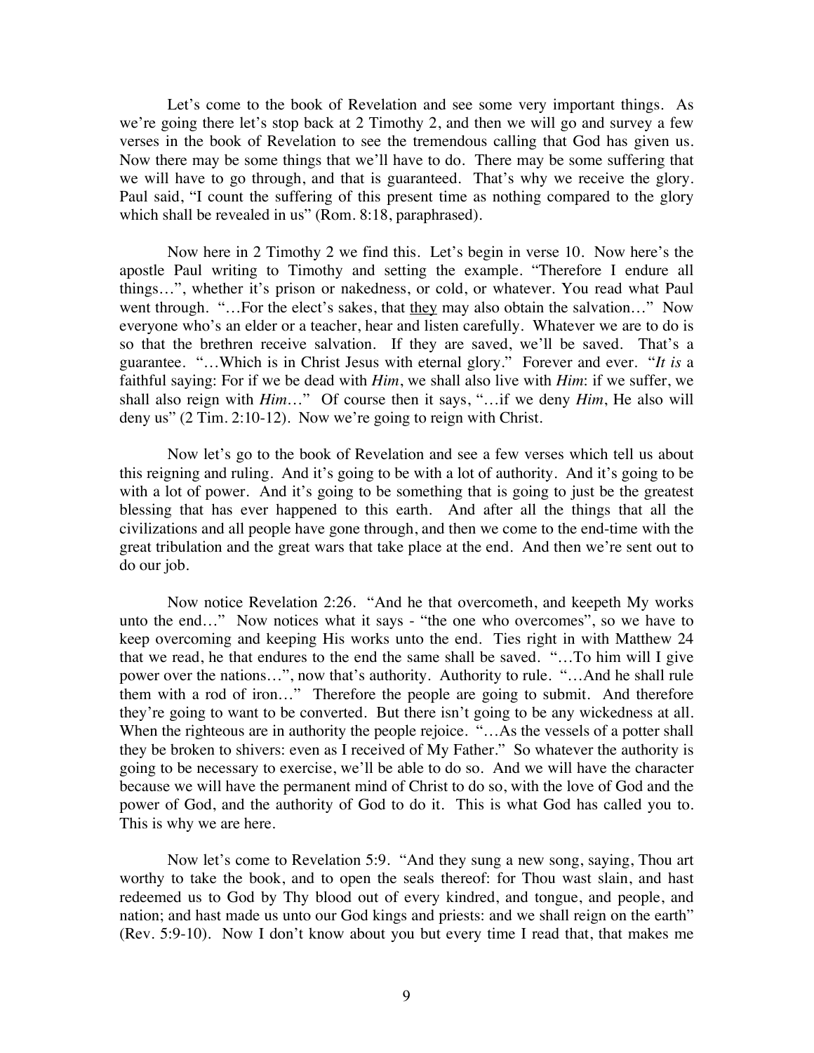Let's come to the book of Revelation and see some very important things. As we're going there let's stop back at 2 Timothy 2, and then we will go and survey a few verses in the book of Revelation to see the tremendous calling that God has given us. Now there may be some things that we'll have to do. There may be some suffering that we will have to go through, and that is guaranteed. That's why we receive the glory. Paul said, "I count the suffering of this present time as nothing compared to the glory which shall be revealed in us" (Rom. 8:18, paraphrased).

Now here in 2 Timothy 2 we find this. Let's begin in verse 10. Now here's the apostle Paul writing to Timothy and setting the example. "Therefore I endure all things…", whether it's prison or nakedness, or cold, or whatever. You read what Paul went through. "…For the elect's sakes, that they may also obtain the salvation…" Now everyone who's an elder or a teacher, hear and listen carefully. Whatever we are to do is so that the brethren receive salvation. If they are saved, we'll be saved. That's a guarantee. "…Which is in Christ Jesus with eternal glory." Forever and ever. "*It is* a faithful saying: For if we be dead with *Him*, we shall also live with *Him*: if we suffer, we shall also reign with *Him*…" Of course then it says, "…if we deny *Him*, He also will deny us" (2 Tim. 2:10-12). Now we're going to reign with Christ.

Now let's go to the book of Revelation and see a few verses which tell us about this reigning and ruling. And it's going to be with a lot of authority. And it's going to be with a lot of power. And it's going to be something that is going to just be the greatest blessing that has ever happened to this earth. And after all the things that all the civilizations and all people have gone through, and then we come to the end-time with the great tribulation and the great wars that take place at the end. And then we're sent out to do our job.

Now notice Revelation 2:26. "And he that overcometh, and keepeth My works unto the end…" Now notices what it says - "the one who overcomes", so we have to keep overcoming and keeping His works unto the end. Ties right in with Matthew 24 that we read, he that endures to the end the same shall be saved. "…To him will I give power over the nations…", now that's authority. Authority to rule. "…And he shall rule them with a rod of iron…" Therefore the people are going to submit. And therefore they're going to want to be converted. But there isn't going to be any wickedness at all. When the righteous are in authority the people rejoice. "…As the vessels of a potter shall they be broken to shivers: even as I received of My Father." So whatever the authority is going to be necessary to exercise, we'll be able to do so. And we will have the character because we will have the permanent mind of Christ to do so, with the love of God and the power of God, and the authority of God to do it. This is what God has called you to. This is why we are here.

Now let's come to Revelation 5:9. "And they sung a new song, saying, Thou art worthy to take the book, and to open the seals thereof: for Thou wast slain, and hast redeemed us to God by Thy blood out of every kindred, and tongue, and people, and nation; and hast made us unto our God kings and priests: and we shall reign on the earth" (Rev. 5:9-10). Now I don't know about you but every time I read that, that makes me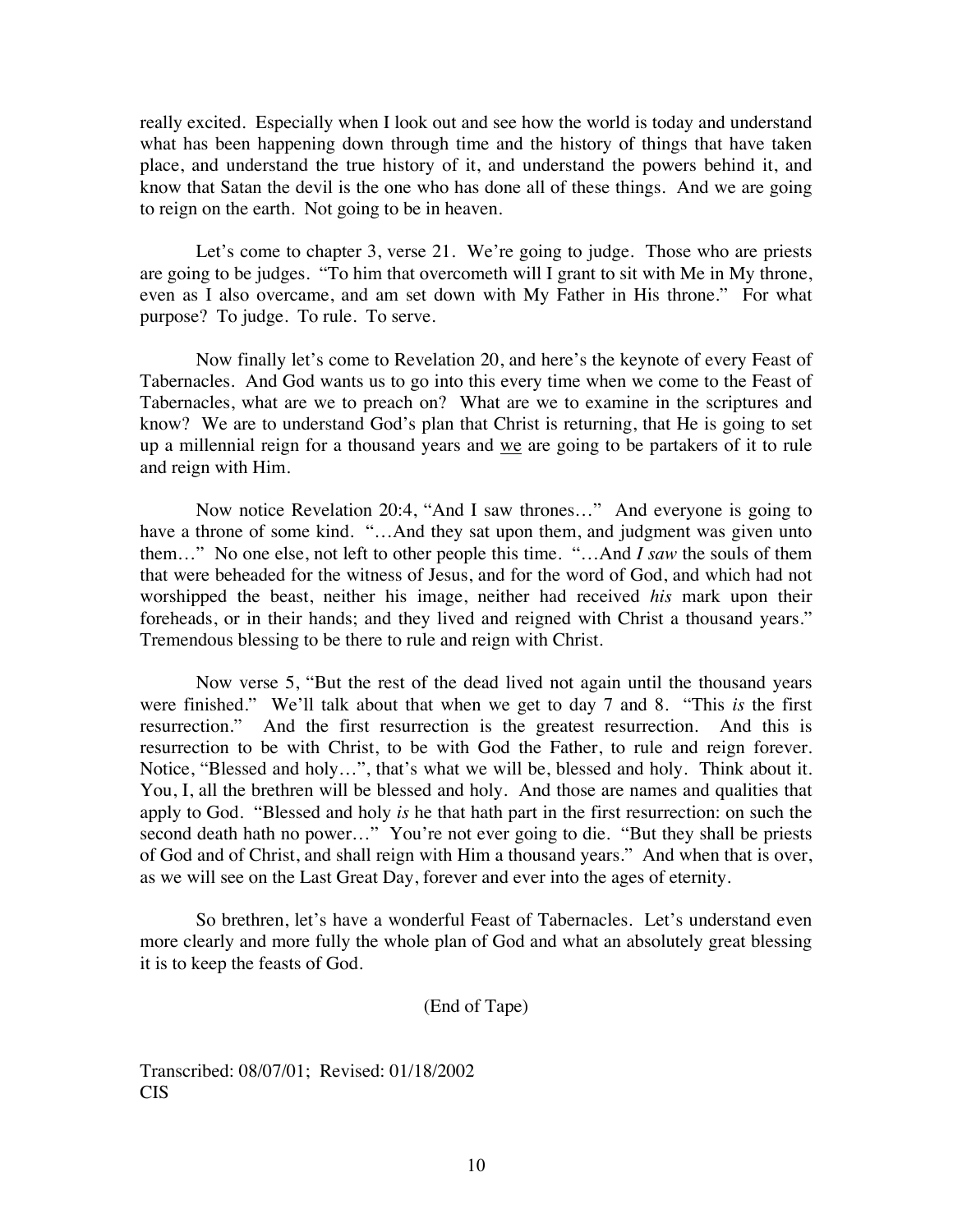really excited. Especially when I look out and see how the world is today and understand what has been happening down through time and the history of things that have taken place, and understand the true history of it, and understand the powers behind it, and know that Satan the devil is the one who has done all of these things. And we are going to reign on the earth. Not going to be in heaven.

Let's come to chapter 3, verse 21. We're going to judge. Those who are priests are going to be judges. "To him that overcometh will I grant to sit with Me in My throne, even as I also overcame, and am set down with My Father in His throne." For what purpose? To judge. To rule. To serve.

Now finally let's come to Revelation 20, and here's the keynote of every Feast of Tabernacles. And God wants us to go into this every time when we come to the Feast of Tabernacles, what are we to preach on? What are we to examine in the scriptures and know? We are to understand God's plan that Christ is returning, that He is going to set up a millennial reign for a thousand years and <u>we</u> are going to be partakers of it to rule and reign with Him.

Now notice Revelation 20:4, "And I saw thrones…" And everyone is going to have a throne of some kind. "…And they sat upon them, and judgment was given unto them…" No one else, not left to other people this time. "…And *I saw* the souls of them that were beheaded for the witness of Jesus, and for the word of God, and which had not worshipped the beast, neither his image, neither had received *his* mark upon their foreheads, or in their hands; and they lived and reigned with Christ a thousand years." Tremendous blessing to be there to rule and reign with Christ.

Now verse 5, "But the rest of the dead lived not again until the thousand years were finished." We'll talk about that when we get to day 7 and 8. "This *is* the first resurrection." And the first resurrection is the greatest resurrection. And this is resurrection to be with Christ, to be with God the Father, to rule and reign forever. Notice, "Blessed and holy…", that's what we will be, blessed and holy. Think about it. You, I, all the brethren will be blessed and holy. And those are names and qualities that apply to God. "Blessed and holy *is* he that hath part in the first resurrection: on such the second death hath no power…" You're not ever going to die. "But they shall be priests of God and of Christ, and shall reign with Him a thousand years." And when that is over, as we will see on the Last Great Day, forever and ever into the ages of eternity.

So brethren, let's have a wonderful Feast of Tabernacles. Let's understand even more clearly and more fully the whole plan of God and what an absolutely great blessing it is to keep the feasts of God.

(End of Tape)

Transcribed: 08/07/01; Revised: 01/18/2002
CIS